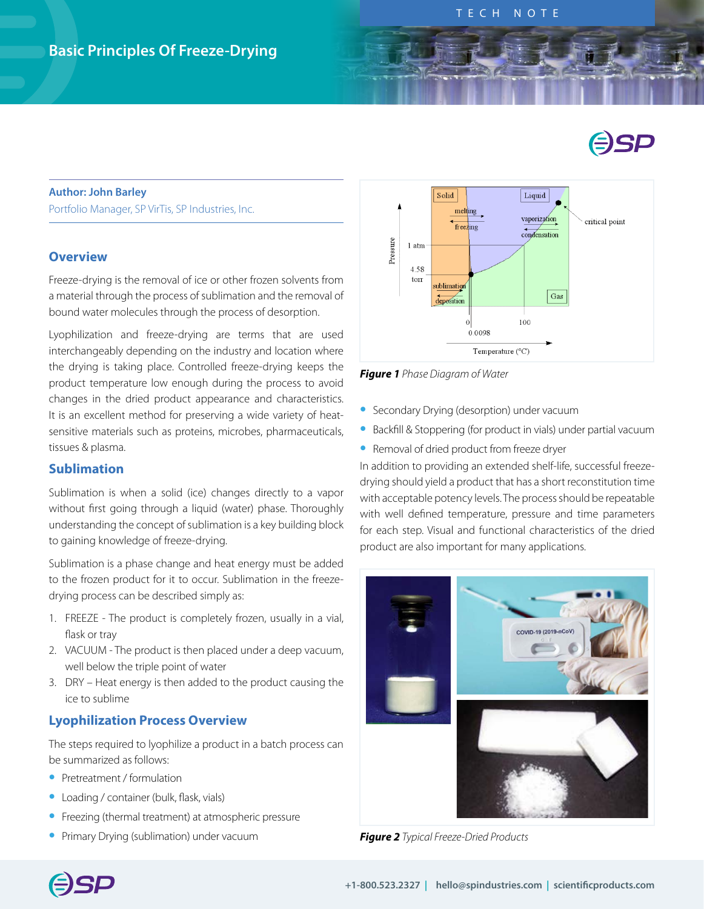# Basic Principles Of Freeze-Drying

TECH NOTE

**Author: John Barley**
Portfolio Manager, SP VirTis, SP Industries, Inc.

## Overview

Freeze-drying is the removal of ice or other frozen solvents from a material through the process of sublimation and the removal of bound water molecules through the process of desorption.

Lyophilization and freeze-drying are terms that are used interchangeably depending on the industry and location where the drying is taking place. Controlled freeze-drying keeps the product temperature low enough during the process to avoid changes in the dried product appearance and characteristics. It is an excellent method for preserving a wide variety of heat-sensitive materials such as proteins, microbes, pharmaceuticals, tissues & plasma.

## Sublimation

Sublimation is when a solid (ice) changes directly to a vapor without first going through a liquid (water) phase. Thoroughly understanding the concept of sublimation is a key building block to gaining knowledge of freeze-drying.

Sublimation is a phase change and heat energy must be added to the frozen product for it to occur. Sublimation in the freeze-drying process can be described simply as:

1. FREEZE - The product is completely frozen, usually in a vial, flask or tray
2. VACUUM - The product is then placed under a deep vacuum, well below the triple point of water
3. DRY – Heat energy is then added to the product causing the ice to sublime

## Lyophilization Process Overview

The steps required to lyophilize a product in a batch process can be summarized as follows:

- Pretreatment / formulation
- Loading / container (bulk, flask, vials)
- Freezing (thermal treatment) at atmospheric pressure
- Primary Drying (sublimation) under vacuum
- Secondary Drying (desorption) under vacuum
- Backfill & Stoppering (for product in vials) under partial vacuum
- Removal of dried product from freeze dryer

In addition to providing an extended shelf-life, successful freeze-drying should yield a product that has a short reconstitution time with acceptable potency levels. The process should be repeatable with well defined temperature, pressure and time parameters for each step. Visual and functional characteristics of the dried product are also important for many applications.

***Figure 1*** *Phase Diagram of Water*

***Figure 2*** *Typical Freeze-Dried Products*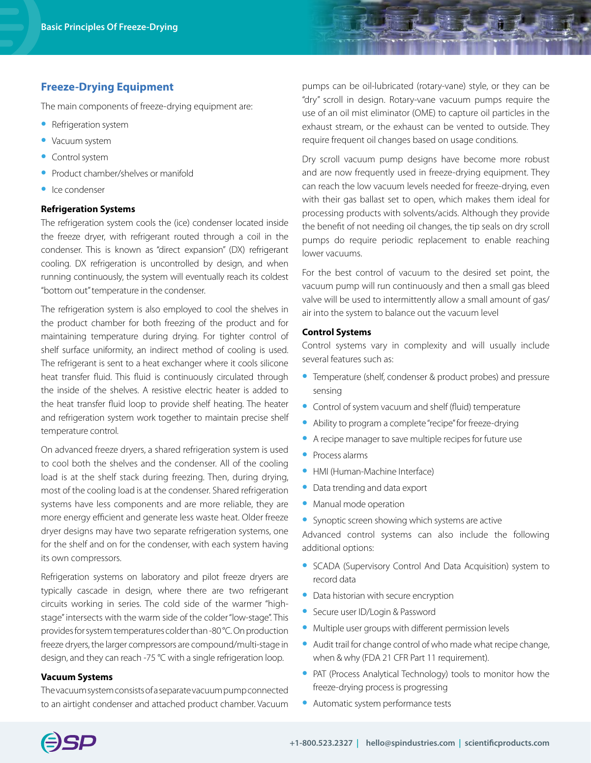## Freeze-Drying Equipment

The main components of freeze-drying equipment are:

- Refrigeration system
- Vacuum system
- Control system
- Product chamber/shelves or manifold
- Ice condenser

**Refrigeration Systems**

The refrigeration system cools the (ice) condenser located inside the freeze dryer, with refrigerant routed through a coil in the condenser. This is known as "direct expansion" (DX) refrigerant cooling. DX refrigeration is uncontrolled by design, and when running continuously, the system will eventually reach its coldest "bottom out" temperature in the condenser.

The refrigeration system is also employed to cool the shelves in the product chamber for both freezing of the product and for maintaining temperature during drying. For tighter control of shelf surface uniformity, an indirect method of cooling is used. The refrigerant is sent to a heat exchanger where it cools silicone heat transfer fluid. This fluid is continuously circulated through the inside of the shelves. A resistive electric heater is added to the heat transfer fluid loop to provide shelf heating. The heater and refrigeration system work together to maintain precise shelf temperature control.

On advanced freeze dryers, a shared refrigeration system is used to cool both the shelves and the condenser. All of the cooling load is at the shelf stack during freezing. Then, during drying, most of the cooling load is at the condenser. Shared refrigeration systems have less components and are more reliable, they are more energy efficient and generate less waste heat. Older freeze dryer designs may have two separate refrigeration systems, one for the shelf and on for the condenser, with each system having its own compressors.

Refrigeration systems on laboratory and pilot freeze dryers are typically cascade in design, where there are two refrigerant circuits working in series. The cold side of the warmer "high-stage" intersects with the warm side of the colder "low-stage". This provides for system temperatures colder than -80 °C. On production freeze dryers, the larger compressors are compound/multi-stage in design, and they can reach -75 °C with a single refrigeration loop.

**Vacuum Systems**

The vacuum system consists of a separate vacuum pump connected to an airtight condenser and attached product chamber. Vacuum pumps can be oil-lubricated (rotary-vane) style, or they can be "dry" scroll in design. Rotary-vane vacuum pumps require the use of an oil mist eliminator (OME) to capture oil particles in the exhaust stream, or the exhaust can be vented to outside. They require frequent oil changes based on usage conditions.

Dry scroll vacuum pump designs have become more robust and are now frequently used in freeze-drying equipment. They can reach the low vacuum levels needed for freeze-drying, even with their gas ballast set to open, which makes them ideal for processing products with solvents/acids. Although they provide the benefit of not needing oil changes, the tip seals on dry scroll pumps do require periodic replacement to enable reaching lower vacuums.

For the best control of vacuum to the desired set point, the vacuum pump will run continuously and then a small gas bleed valve will be used to intermittently allow a small amount of gas/air into the system to balance out the vacuum level

**Control Systems**

Control systems vary in complexity and will usually include several features such as:

- Temperature (shelf, condenser & product probes) and pressure sensing
- Control of system vacuum and shelf (fluid) temperature
- Ability to program a complete "recipe" for freeze-drying
- A recipe manager to save multiple recipes for future use
- Process alarms
- HMI (Human-Machine Interface)
- Data trending and data export
- Manual mode operation
- Synoptic screen showing which systems are active

Advanced control systems can also include the following additional options:

- SCADA (Supervisory Control And Data Acquisition) system to record data
- Data historian with secure encryption
- Secure user ID/Login & Password
- Multiple user groups with different permission levels
- Audit trail for change control of who made what recipe change, when & why (FDA 21 CFR Part 11 requirement).
- PAT (Process Analytical Technology) tools to monitor how the freeze-drying process is progressing
- Automatic system performance tests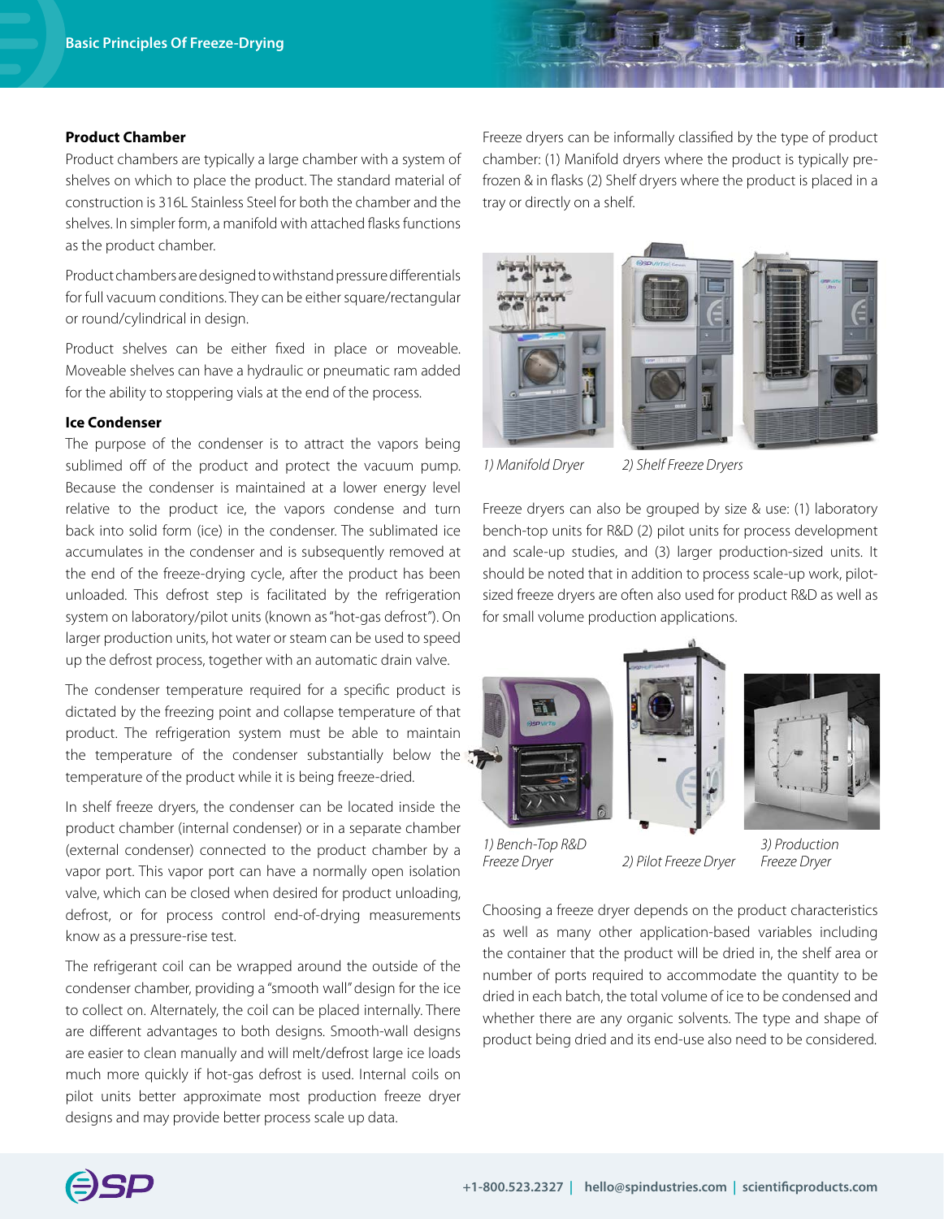### Product Chamber

Product chambers are typically a large chamber with a system of shelves on which to place the product. The standard material of construction is 316L Stainless Steel for both the chamber and the shelves. In simpler form, a manifold with attached flasks functions as the product chamber.

Product chambers are designed to withstand pressure differentials for full vacuum conditions. They can be either square/rectangular or round/cylindrical in design.

Product shelves can be either fixed in place or moveable. Moveable shelves can have a hydraulic or pneumatic ram added for the ability to stoppering vials at the end of the process.

### Ice Condenser

The purpose of the condenser is to attract the vapors being sublimed off of the product and protect the vacuum pump. Because the condenser is maintained at a lower energy level relative to the product ice, the vapors condense and turn back into solid form (ice) in the condenser. The sublimated ice accumulates in the condenser and is subsequently removed at the end of the freeze-drying cycle, after the product has been unloaded. This defrost step is facilitated by the refrigeration system on laboratory/pilot units (known as "hot-gas defrost"). On larger production units, hot water or steam can be used to speed up the defrost process, together with an automatic drain valve.

The condenser temperature required for a specific product is dictated by the freezing point and collapse temperature of that product. The refrigeration system must be able to maintain the temperature of the condenser substantially below the temperature of the product while it is being freeze-dried.

In shelf freeze dryers, the condenser can be located inside the product chamber (internal condenser) or in a separate chamber (external condenser) connected to the product chamber by a vapor port. This vapor port can have a normally open isolation valve, which can be closed when desired for product unloading, defrost, or for process control end-of-drying measurements know as a pressure-rise test.

The refrigerant coil can be wrapped around the outside of the condenser chamber, providing a "smooth wall" design for the ice to collect on. Alternately, the coil can be placed internally. There are different advantages to both designs. Smooth-wall designs are easier to clean manually and will melt/defrost large ice loads much more quickly if hot-gas defrost is used. Internal coils on pilot units better approximate most production freeze dryer designs and may provide better process scale up data.

Freeze dryers can be informally classified by the type of product chamber: (1) Manifold dryers where the product is typically pre-frozen & in flasks (2) Shelf dryers where the product is placed in a tray or directly on a shelf.

*1) Manifold Dryer* *2) Shelf Freeze Dryers*

Freeze dryers can also be grouped by size & use: (1) laboratory bench-top units for R&D (2) pilot units for process development and scale-up studies, and (3) larger production-sized units. It should be noted that in addition to process scale-up work, pilot-sized freeze dryers are often also used for product R&D as well as for small volume production applications.

*1) Bench-Top R&D Freeze Dryer* *2) Pilot Freeze Dryer* *3) Production Freeze Dryer*

Choosing a freeze dryer depends on the product characteristics as well as many other application-based variables including the container that the product will be dried in, the shelf area or number of ports required to accommodate the quantity to be dried in each batch, the total volume of ice to be condensed and whether there are any organic solvents. The type and shape of product being dried and its end-use also need to be considered.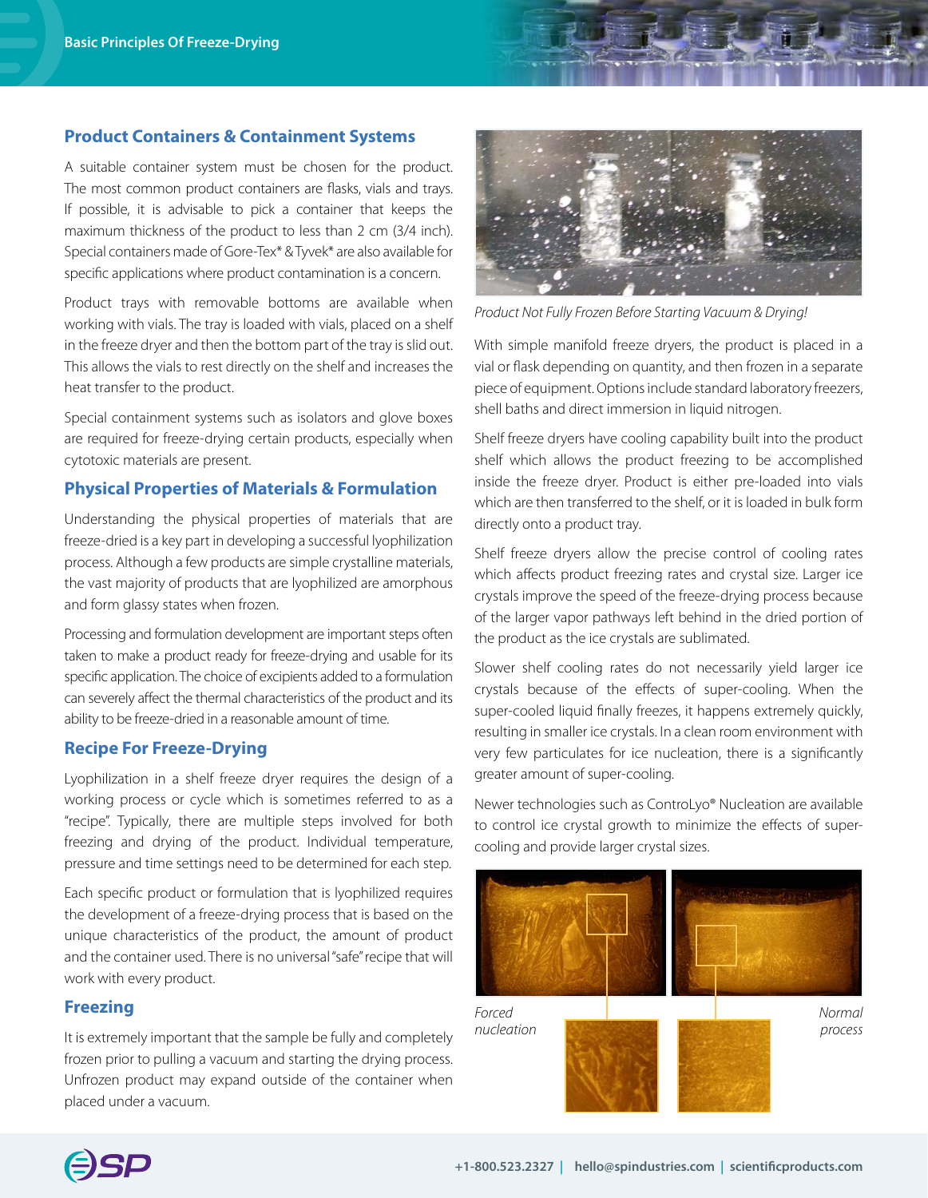## Product Containers & Containment Systems

A suitable container system must be chosen for the product. The most common product containers are flasks, vials and trays. If possible, it is advisable to pick a container that keeps the maximum thickness of the product to less than 2 cm (3/4 inch). Special containers made of Gore-Tex* & Tyvek* are also available for specific applications where product contamination is a concern.

Product trays with removable bottoms are available when working with vials. The tray is loaded with vials, placed on a shelf in the freeze dryer and then the bottom part of the tray is slid out. This allows the vials to rest directly on the shelf and increases the heat transfer to the product.

Special containment systems such as isolators and glove boxes are required for freeze-drying certain products, especially when cytotoxic materials are present.

## Physical Properties of Materials & Formulation

Understanding the physical properties of materials that are freeze-dried is a key part in developing a successful lyophilization process. Although a few products are simple crystalline materials, the vast majority of products that are lyophilized are amorphous and form glassy states when frozen.

Processing and formulation development are important steps often taken to make a product ready for freeze-drying and usable for its specific application. The choice of excipients added to a formulation can severely affect the thermal characteristics of the product and its ability to be freeze-dried in a reasonable amount of time.

## Recipe For Freeze-Drying

Lyophilization in a shelf freeze dryer requires the design of a working process or cycle which is sometimes referred to as a "recipe". Typically, there are multiple steps involved for both freezing and drying of the product. Individual temperature, pressure and time settings need to be determined for each step.

Each specific product or formulation that is lyophilized requires the development of a freeze-drying process that is based on the unique characteristics of the product, the amount of product and the container used. There is no universal "safe" recipe that will work with every product.

## Freezing

It is extremely important that the sample be fully and completely frozen prior to pulling a vacuum and starting the drying process. Unfrozen product may expand outside of the container when placed under a vacuum.

*Product Not Fully Frozen Before Starting Vacuum & Drying!*

With simple manifold freeze dryers, the product is placed in a vial or flask depending on quantity, and then frozen in a separate piece of equipment. Options include standard laboratory freezers, shell baths and direct immersion in liquid nitrogen.

Shelf freeze dryers have cooling capability built into the product shelf which allows the product freezing to be accomplished inside the freeze dryer. Product is either pre-loaded into vials which are then transferred to the shelf, or it is loaded in bulk form directly onto a product tray.

Shelf freeze dryers allow the precise control of cooling rates which affects product freezing rates and crystal size. Larger ice crystals improve the speed of the freeze-drying process because of the larger vapor pathways left behind in the dried portion of the product as the ice crystals are sublimated.

Slower shelf cooling rates do not necessarily yield larger ice crystals because of the effects of super-cooling. When the super-cooled liquid finally freezes, it happens extremely quickly, resulting in smaller ice crystals. In a clean room environment with very few particulates for ice nucleation, there is a significantly greater amount of super-cooling.

Newer technologies such as ControLyo® Nucleation are available to control ice crystal growth to minimize the effects of super-cooling and provide larger crystal sizes.

*Forced nucleation*

*Normal process*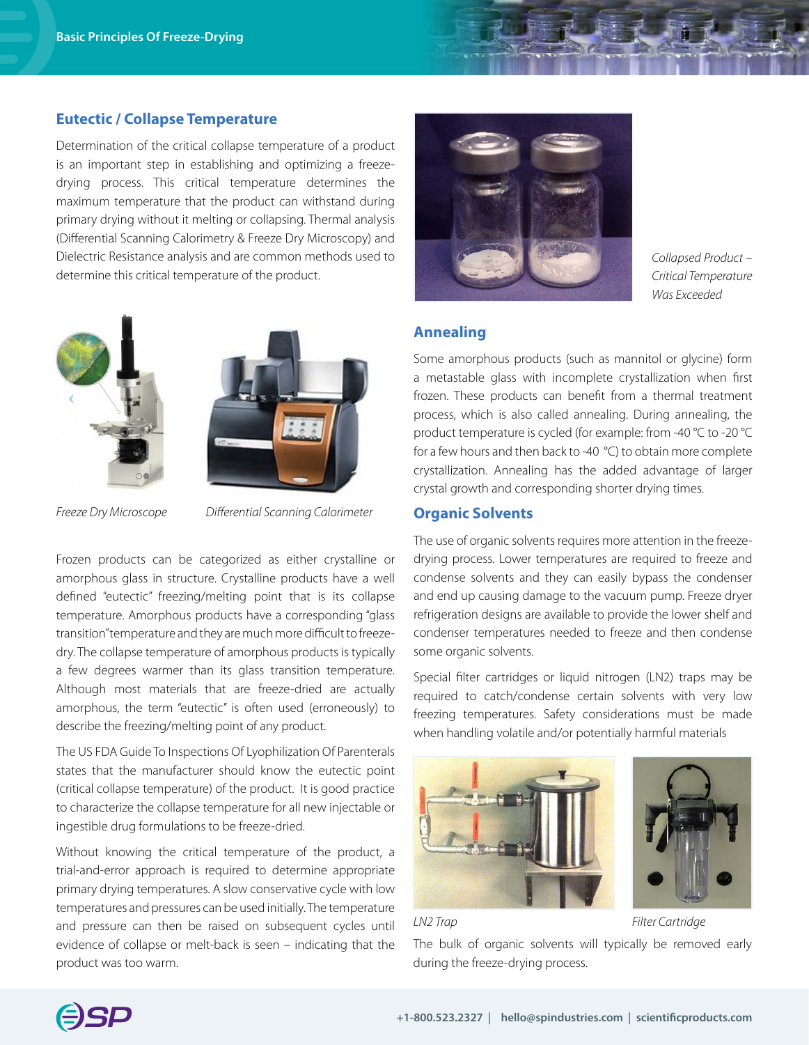## Eutectic / Collapse Temperature

Determination of the critical collapse temperature of a product is an important step in establishing and optimizing a freeze-drying process. This critical temperature determines the maximum temperature that the product can withstand during primary drying without it melting or collapsing. Thermal analysis (Differential Scanning Calorimetry & Freeze Dry Microscopy) and Dielectric Resistance analysis and are common methods used to determine this critical temperature of the product.

*Freeze Dry Microscope*

*Differential Scanning Calorimeter*

Frozen products can be categorized as either crystalline or amorphous glass in structure. Crystalline products have a well defined "eutectic" freezing/melting point that is its collapse temperature. Amorphous products have a corresponding "glass transition" temperature and they are much more difficult to freeze-dry. The collapse temperature of amorphous products is typically a few degrees warmer than its glass transition temperature. Although most materials that are freeze-dried are actually amorphous, the term "eutectic" is often used (erroneously) to describe the freezing/melting point of any product.

The US FDA Guide To Inspections Of Lyophilization Of Parenterals states that the manufacturer should know the eutectic point (critical collapse temperature) of the product. It is good practice to characterize the collapse temperature for all new injectable or ingestible drug formulations to be freeze-dried.

Without knowing the critical temperature of the product, a trial-and-error approach is required to determine appropriate primary drying temperatures. A slow conservative cycle with low temperatures and pressures can be used initially. The temperature and pressure can then be raised on subsequent cycles until evidence of collapse or melt-back is seen – indicating that the product was too warm.

*Collapsed Product – Critical Temperature Was Exceeded*

## Annealing

Some amorphous products (such as mannitol or glycine) form a metastable glass with incomplete crystallization when first frozen. These products can benefit from a thermal treatment process, which is also called annealing. During annealing, the product temperature is cycled (for example: from -40 °C to -20 °C for a few hours and then back to -40 °C) to obtain more complete crystallization. Annealing has the added advantage of larger crystal growth and corresponding shorter drying times.

## Organic Solvents

The use of organic solvents requires more attention in the freeze-drying process. Lower temperatures are required to freeze and condense solvents and they can easily bypass the condenser and end up causing damage to the vacuum pump. Freeze dryer refrigeration designs are available to provide the lower shelf and condenser temperatures needed to freeze and then condense some organic solvents.

Special filter cartridges or liquid nitrogen (LN2) traps may be required to catch/condense certain solvents with very low freezing temperatures. Safety considerations must be made when handling volatile and/or potentially harmful materials

*LN2 Trap*

*Filter Cartridge*

The bulk of organic solvents will typically be removed early during the freeze-drying process.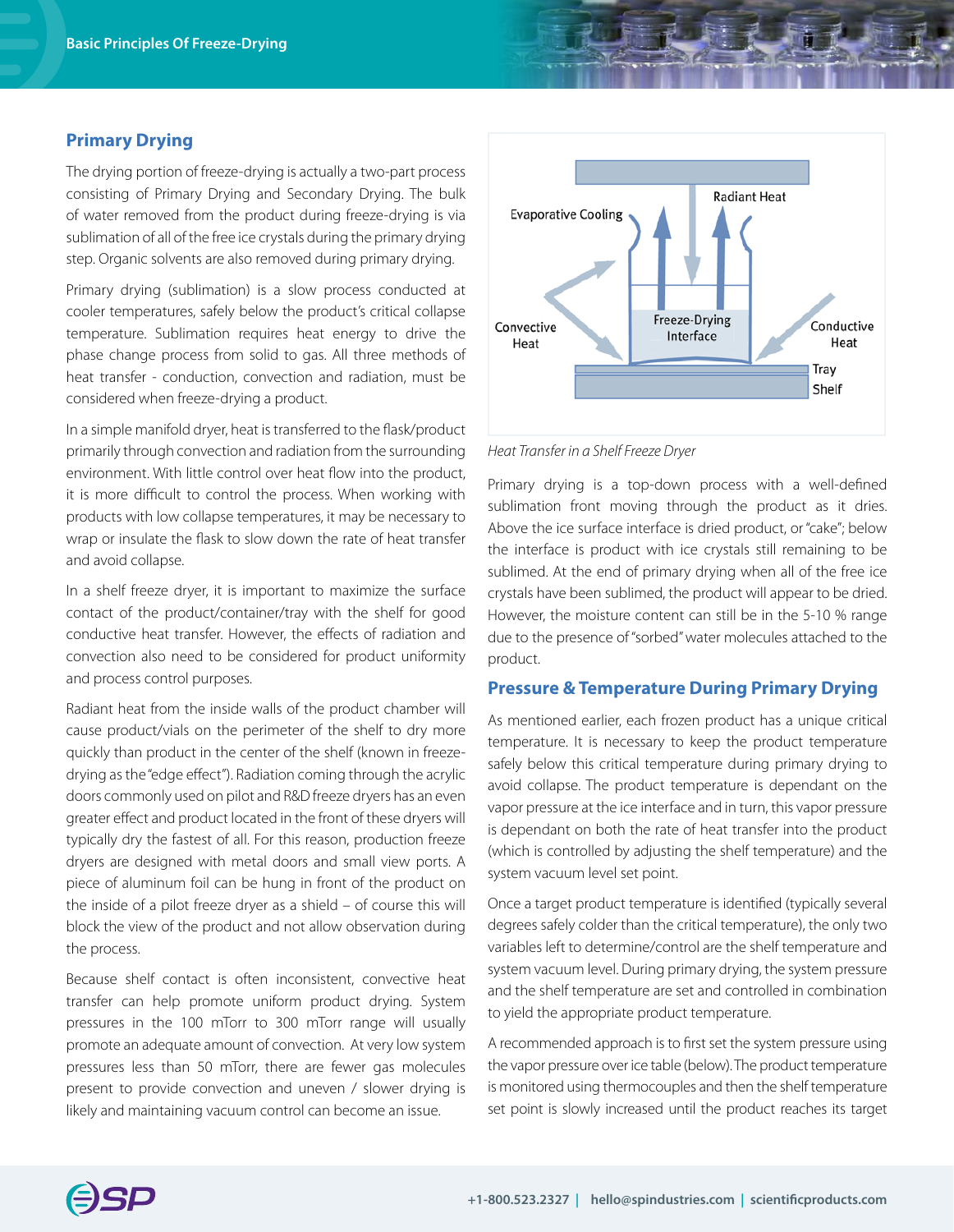## Primary Drying

The drying portion of freeze-drying is actually a two-part process consisting of Primary Drying and Secondary Drying. The bulk of water removed from the product during freeze-drying is via sublimation of all of the free ice crystals during the primary drying step. Organic solvents are also removed during primary drying.

Primary drying (sublimation) is a slow process conducted at cooler temperatures, safely below the product's critical collapse temperature. Sublimation requires heat energy to drive the phase change process from solid to gas. All three methods of heat transfer - conduction, convection and radiation, must be considered when freeze-drying a product.

In a simple manifold dryer, heat is transferred to the flask/product primarily through convection and radiation from the surrounding environment. With little control over heat flow into the product, it is more difficult to control the process. When working with products with low collapse temperatures, it may be necessary to wrap or insulate the flask to slow down the rate of heat transfer and avoid collapse.

In a shelf freeze dryer, it is important to maximize the surface contact of the product/container/tray with the shelf for good conductive heat transfer. However, the effects of radiation and convection also need to be considered for product uniformity and process control purposes.

Radiant heat from the inside walls of the product chamber will cause product/vials on the perimeter of the shelf to dry more quickly than product in the center of the shelf (known in freeze-drying as the "edge effect"). Radiation coming through the acrylic doors commonly used on pilot and R&D freeze dryers has an even greater effect and product located in the front of these dryers will typically dry the fastest of all. For this reason, production freeze dryers are designed with metal doors and small view ports. A piece of aluminum foil can be hung in front of the product on the inside of a pilot freeze dryer as a shield – of course this will block the view of the product and not allow observation during the process.

Because shelf contact is often inconsistent, convective heat transfer can help promote uniform product drying. System pressures in the 100 mTorr to 300 mTorr range will usually promote an adequate amount of convection. At very low system pressures less than 50 mTorr, there are fewer gas molecules present to provide convection and uneven / slower drying is likely and maintaining vacuum control can become an issue.

Evaporative Cooling | Radiant Heat | Convective Heat | Freeze-Drying Interface | Conductive Heat | Tray | Shelf

*Heat Transfer in a Shelf Freeze Dryer*

Primary drying is a top-down process with a well-defined sublimation front moving through the product as it dries. Above the ice surface interface is dried product, or "cake"; below the interface is product with ice crystals still remaining to be sublimed. At the end of primary drying when all of the free ice crystals have been sublimed, the product will appear to be dried. However, the moisture content can still be in the 5-10 % range due to the presence of "sorbed" water molecules attached to the product.

## Pressure & Temperature During Primary Drying

As mentioned earlier, each frozen product has a unique critical temperature. It is necessary to keep the product temperature safely below this critical temperature during primary drying to avoid collapse. The product temperature is dependant on the vapor pressure at the ice interface and in turn, this vapor pressure is dependant on both the rate of heat transfer into the product (which is controlled by adjusting the shelf temperature) and the system vacuum level set point.

Once a target product temperature is identified (typically several degrees safely colder than the critical temperature), the only two variables left to determine/control are the shelf temperature and system vacuum level. During primary drying, the system pressure and the shelf temperature are set and controlled in combination to yield the appropriate product temperature.

A recommended approach is to first set the system pressure using the vapor pressure over ice table (below). The product temperature is monitored using thermocouples and then the shelf temperature set point is slowly increased until the product reaches its target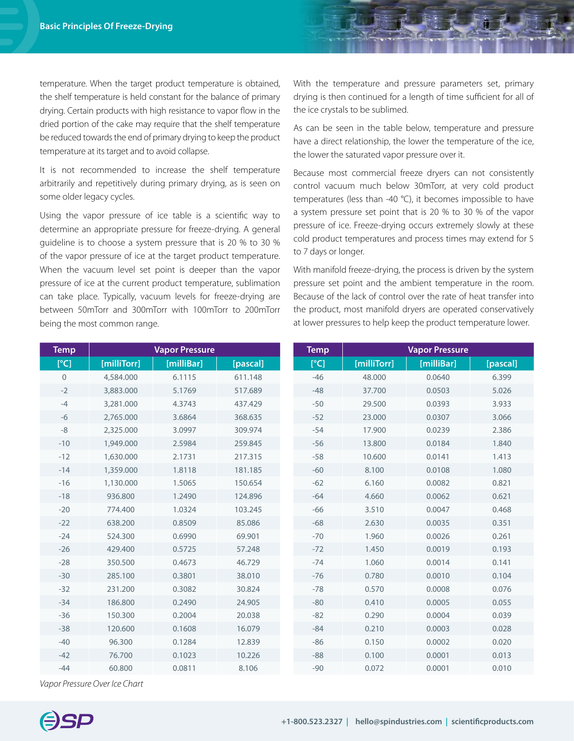temperature. When the target product temperature is obtained, the shelf temperature is held constant for the balance of primary drying. Certain products with high resistance to vapor flow in the dried portion of the cake may require that the shelf temperature be reduced towards the end of primary drying to keep the product temperature at its target and to avoid collapse.

It is not recommended to increase the shelf temperature arbitrarily and repetitively during primary drying, as is seen on some older legacy cycles.

Using the vapor pressure of ice table is a scientific way to determine an appropriate pressure for freeze-drying. A general guideline is to choose a system pressure that is 20 % to 30 % of the vapor pressure of ice at the target product temperature. When the vacuum level set point is deeper than the vapor pressure of ice at the current product temperature, sublimation can take place. Typically, vacuum levels for freeze-drying are between 50mTorr and 300mTorr with 100mTorr to 200mTorr being the most common range.

With the temperature and pressure parameters set, primary drying is then continued for a length of time sufficient for all of the ice crystals to be sublimed.

As can be seen in the table below, temperature and pressure have a direct relationship, the lower the temperature of the ice, the lower the saturated vapor pressure over it.

Because most commercial freeze dryers can not consistently control vacuum much below 30mTorr, at very cold product temperatures (less than -40 °C), it becomes impossible to have a system pressure set point that is 20 % to 30 % of the vapor pressure of ice. Freeze-drying occurs extremely slowly at these cold product temperatures and process times may extend for 5 to 7 days or longer.

With manifold freeze-drying, the process is driven by the system pressure set point and the ambient temperature in the room. Because of the lack of control over the rate of heat transfer into the product, most manifold dryers are operated conservatively at lower pressures to help keep the product temperature lower.

| Temp | Vapor Pressure | | |
|---|---|---|---|
| [°C] | [milliTorr] | [milliBar] | [pascal] |
| 0 | 4,584.000 | 6.1115 | 611.148 |
| -2 | 3,883.000 | 5.1769 | 517.689 |
| -4 | 3,281.000 | 4.3743 | 437.429 |
| -6 | 2,765.000 | 3.6864 | 368.635 |
| -8 | 2,325.000 | 3.0997 | 309.974 |
| -10 | 1,949.000 | 2.5984 | 259.845 |
| -12 | 1,630.000 | 2.1731 | 217.315 |
| -14 | 1,359.000 | 1.8118 | 181.185 |
| -16 | 1,130.000 | 1.5065 | 150.654 |
| -18 | 936.800 | 1.2490 | 124.896 |
| -20 | 774.400 | 1.0324 | 103.245 |
| -22 | 638.200 | 0.8509 | 85.086 |
| -24 | 524.300 | 0.6990 | 69.901 |
| -26 | 429.400 | 0.5725 | 57.248 |
| -28 | 350.500 | 0.4673 | 46.729 |
| -30 | 285.100 | 0.3801 | 38.010 |
| -32 | 231.200 | 0.3082 | 30.824 |
| -34 | 186.800 | 0.2490 | 24.905 |
| -36 | 150.300 | 0.2004 | 20.038 |
| -38 | 120.600 | 0.1608 | 16.079 |
| -40 | 96.300 | 0.1284 | 12.839 |
| -42 | 76.700 | 0.1023 | 10.226 |
| -44 | 60.800 | 0.0811 | 8.106 |
| -46 | 48.000 | 0.0640 | 6.399 |
| -48 | 37.700 | 0.0503 | 5.026 |
| -50 | 29.500 | 0.0393 | 3.933 |
| -52 | 23.000 | 0.0307 | 3.066 |
| -54 | 17.900 | 0.0239 | 2.386 |
| -56 | 13.800 | 0.0184 | 1.840 |
| -58 | 10.600 | 0.0141 | 1.413 |
| -60 | 8.100 | 0.0108 | 1.080 |
| -62 | 6.160 | 0.0082 | 0.821 |
| -64 | 4.660 | 0.0062 | 0.621 |
| -66 | 3.510 | 0.0047 | 0.468 |
| -68 | 2.630 | 0.0035 | 0.351 |
| -70 | 1.960 | 0.0026 | 0.261 |
| -72 | 1.450 | 0.0019 | 0.193 |
| -74 | 1.060 | 0.0014 | 0.141 |
| -76 | 0.780 | 0.0010 | 0.104 |
| -78 | 0.570 | 0.0008 | 0.076 |
| -80 | 0.410 | 0.0005 | 0.055 |
| -82 | 0.290 | 0.0004 | 0.039 |
| -84 | 0.210 | 0.0003 | 0.028 |
| -86 | 0.150 | 0.0002 | 0.020 |
| -88 | 0.100 | 0.0001 | 0.013 |
| -90 | 0.072 | 0.0001 | 0.010 |

*Vapor Pressure Over Ice Chart*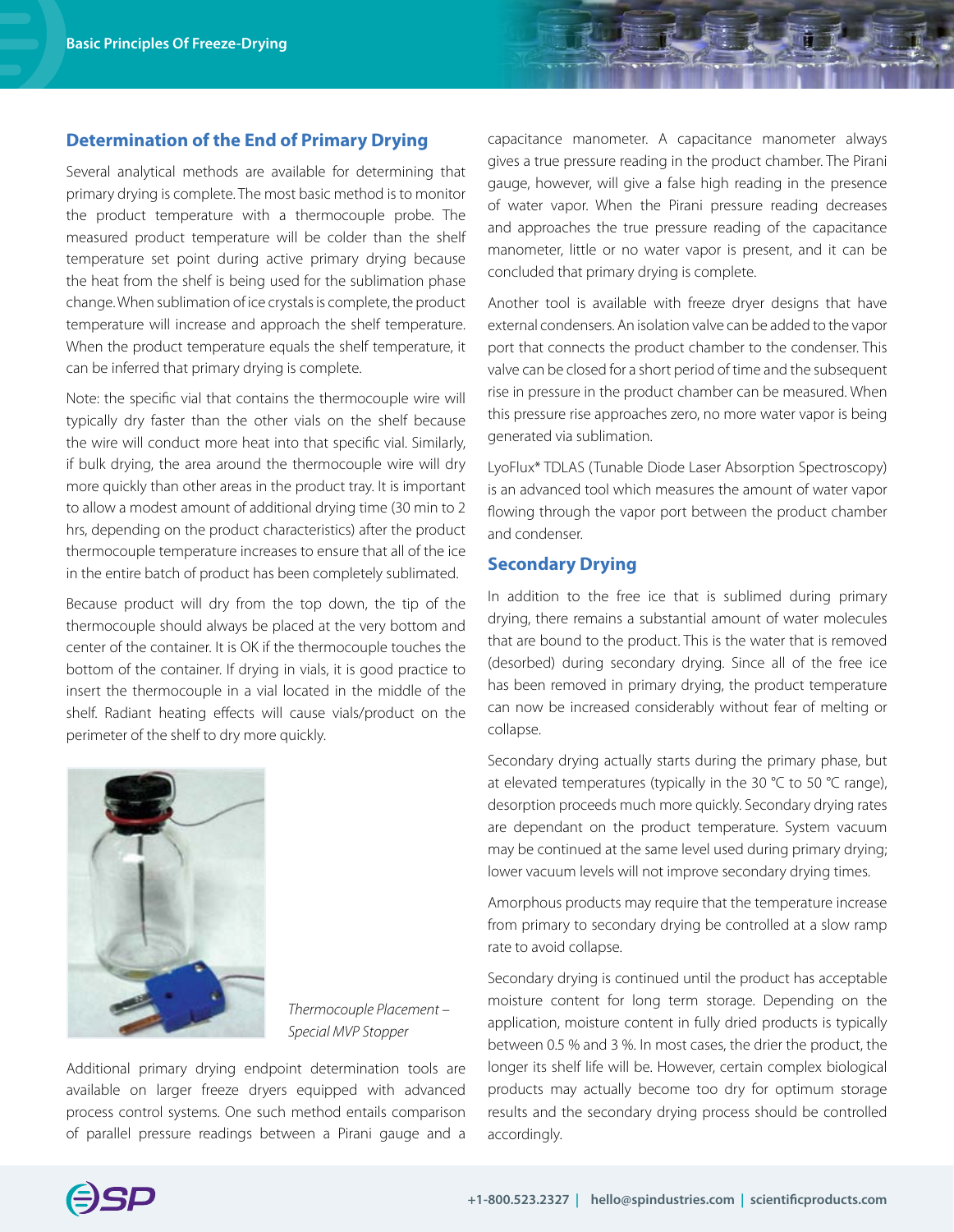## Determination of the End of Primary Drying

Several analytical methods are available for determining that primary drying is complete. The most basic method is to monitor the product temperature with a thermocouple probe. The measured product temperature will be colder than the shelf temperature set point during active primary drying because the heat from the shelf is being used for the sublimation phase change. When sublimation of ice crystals is complete, the product temperature will increase and approach the shelf temperature. When the product temperature equals the shelf temperature, it can be inferred that primary drying is complete.

Note: the specific vial that contains the thermocouple wire will typically dry faster than the other vials on the shelf because the wire will conduct more heat into that specific vial. Similarly, if bulk drying, the area around the thermocouple wire will dry more quickly than other areas in the product tray. It is important to allow a modest amount of additional drying time (30 min to 2 hrs, depending on the product characteristics) after the product thermocouple temperature increases to ensure that all of the ice in the entire batch of product has been completely sublimated.

Because product will dry from the top down, the tip of the thermocouple should always be placed at the very bottom and center of the container. It is OK if the thermocouple touches the bottom of the container. If drying in vials, it is good practice to insert the thermocouple in a vial located in the middle of the shelf. Radiant heating effects will cause vials/product on the perimeter of the shelf to dry more quickly.

*Thermocouple Placement – Special MVP Stopper*

Additional primary drying endpoint determination tools are available on larger freeze dryers equipped with advanced process control systems. One such method entails comparison of parallel pressure readings between a Pirani gauge and a capacitance manometer. A capacitance manometer always gives a true pressure reading in the product chamber. The Pirani gauge, however, will give a false high reading in the presence of water vapor. When the Pirani pressure reading decreases and approaches the true pressure reading of the capacitance manometer, little or no water vapor is present, and it can be concluded that primary drying is complete.

Another tool is available with freeze dryer designs that have external condensers. An isolation valve can be added to the vapor port that connects the product chamber to the condenser. This valve can be closed for a short period of time and the subsequent rise in pressure in the product chamber can be measured. When this pressure rise approaches zero, no more water vapor is being generated via sublimation.

LyoFlux* TDLAS (Tunable Diode Laser Absorption Spectroscopy) is an advanced tool which measures the amount of water vapor flowing through the vapor port between the product chamber and condenser.

## Secondary Drying

In addition to the free ice that is sublimed during primary drying, there remains a substantial amount of water molecules that are bound to the product. This is the water that is removed (desorbed) during secondary drying. Since all of the free ice has been removed in primary drying, the product temperature can now be increased considerably without fear of melting or collapse.

Secondary drying actually starts during the primary phase, but at elevated temperatures (typically in the 30 °C to 50 °C range), desorption proceeds much more quickly. Secondary drying rates are dependant on the product temperature. System vacuum may be continued at the same level used during primary drying; lower vacuum levels will not improve secondary drying times.

Amorphous products may require that the temperature increase from primary to secondary drying be controlled at a slow ramp rate to avoid collapse.

Secondary drying is continued until the product has acceptable moisture content for long term storage. Depending on the application, moisture content in fully dried products is typically between 0.5 % and 3 %. In most cases, the drier the product, the longer its shelf life will be. However, certain complex biological products may actually become too dry for optimum storage results and the secondary drying process should be controlled accordingly.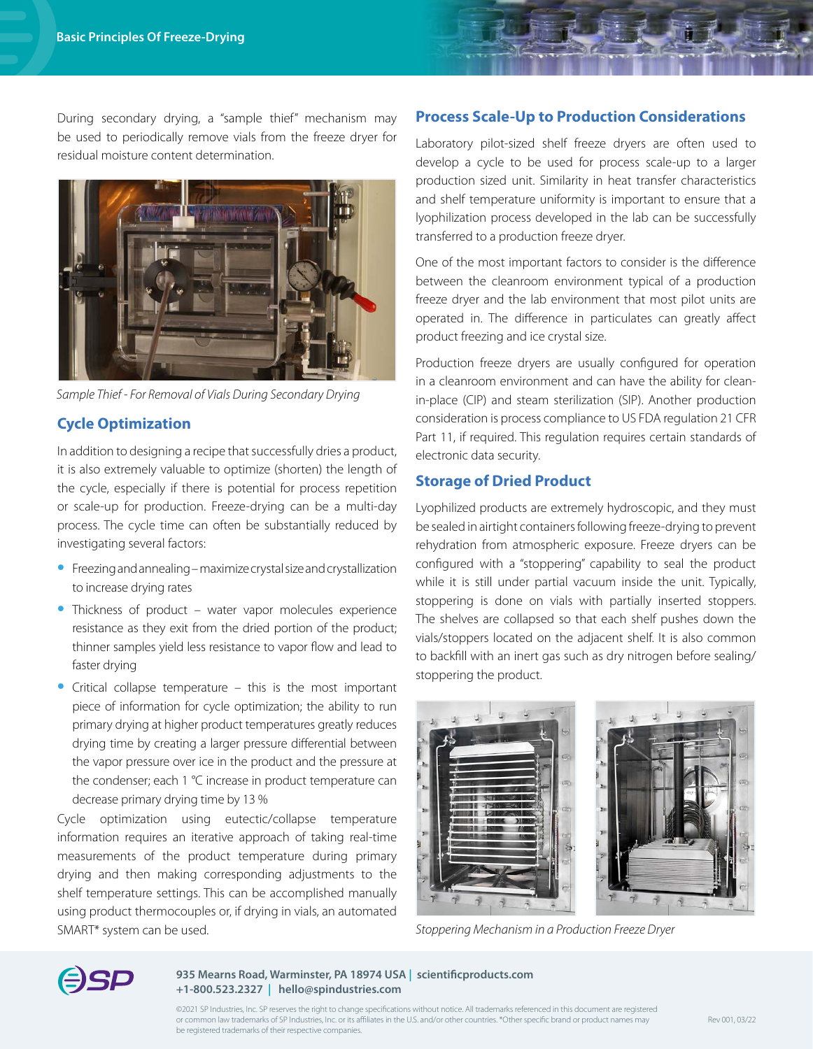During secondary drying, a "sample thief" mechanism may be used to periodically remove vials from the freeze dryer for residual moisture content determination.

*Sample Thief - For Removal of Vials During Secondary Drying*

## Cycle Optimization

In addition to designing a recipe that successfully dries a product, it is also extremely valuable to optimize (shorten) the length of the cycle, especially if there is potential for process repetition or scale-up for production. Freeze-drying can be a multi-day process. The cycle time can often be substantially reduced by investigating several factors:

- Freezing and annealing – maximize crystal size and crystallization to increase drying rates
- Thickness of product – water vapor molecules experience resistance as they exit from the dried portion of the product; thinner samples yield less resistance to vapor flow and lead to faster drying
- Critical collapse temperature – this is the most important piece of information for cycle optimization; the ability to run primary drying at higher product temperatures greatly reduces drying time by creating a larger pressure differential between the vapor pressure over ice in the product and the pressure at the condenser; each 1 °C increase in product temperature can decrease primary drying time by 13 %

Cycle optimization using eutectic/collapse temperature information requires an iterative approach of taking real-time measurements of the product temperature during primary drying and then making corresponding adjustments to the shelf temperature settings. This can be accomplished manually using product thermocouples or, if drying in vials, an automated SMART* system can be used.

## Process Scale-Up to Production Considerations

Laboratory pilot-sized shelf freeze dryers are often used to develop a cycle to be used for process scale-up to a larger production sized unit. Similarity in heat transfer characteristics and shelf temperature uniformity is important to ensure that a lyophilization process developed in the lab can be successfully transferred to a production freeze dryer.

One of the most important factors to consider is the difference between the cleanroom environment typical of a production freeze dryer and the lab environment that most pilot units are operated in. The difference in particulates can greatly affect product freezing and ice crystal size.

Production freeze dryers are usually configured for operation in a cleanroom environment and can have the ability for clean-in-place (CIP) and steam sterilization (SIP). Another production consideration is process compliance to US FDA regulation 21 CFR Part 11, if required. This regulation requires certain standards of electronic data security.

## Storage of Dried Product

Lyophilized products are extremely hydroscopic, and they must be sealed in airtight containers following freeze-drying to prevent rehydration from atmospheric exposure. Freeze dryers can be configured with a "stoppering" capability to seal the product while it is still under partial vacuum inside the unit. Typically, stoppering is done on vials with partially inserted stoppers. The shelves are collapsed so that each shelf pushes down the vials/stoppers located on the adjacent shelf. It is also common to backfill with an inert gas such as dry nitrogen before sealing/stoppering the product.

*Stoppering Mechanism in a Production Freeze Dryer*

935 Mearns Road, Warminster, PA 18974 USA | scientificproducts.com
+1-800.523.2327 | hello@spindustries.com

©2021 SP Industries, Inc. SP reserves the right to change specifications without notice. All trademarks referenced in this document are registered or common law trademarks of SP Industries, Inc. or its affiliates in the U.S. and/or other countries. *Other specific brand or product names may be registered trademarks of their respective companies.

Rev 001, 03/22